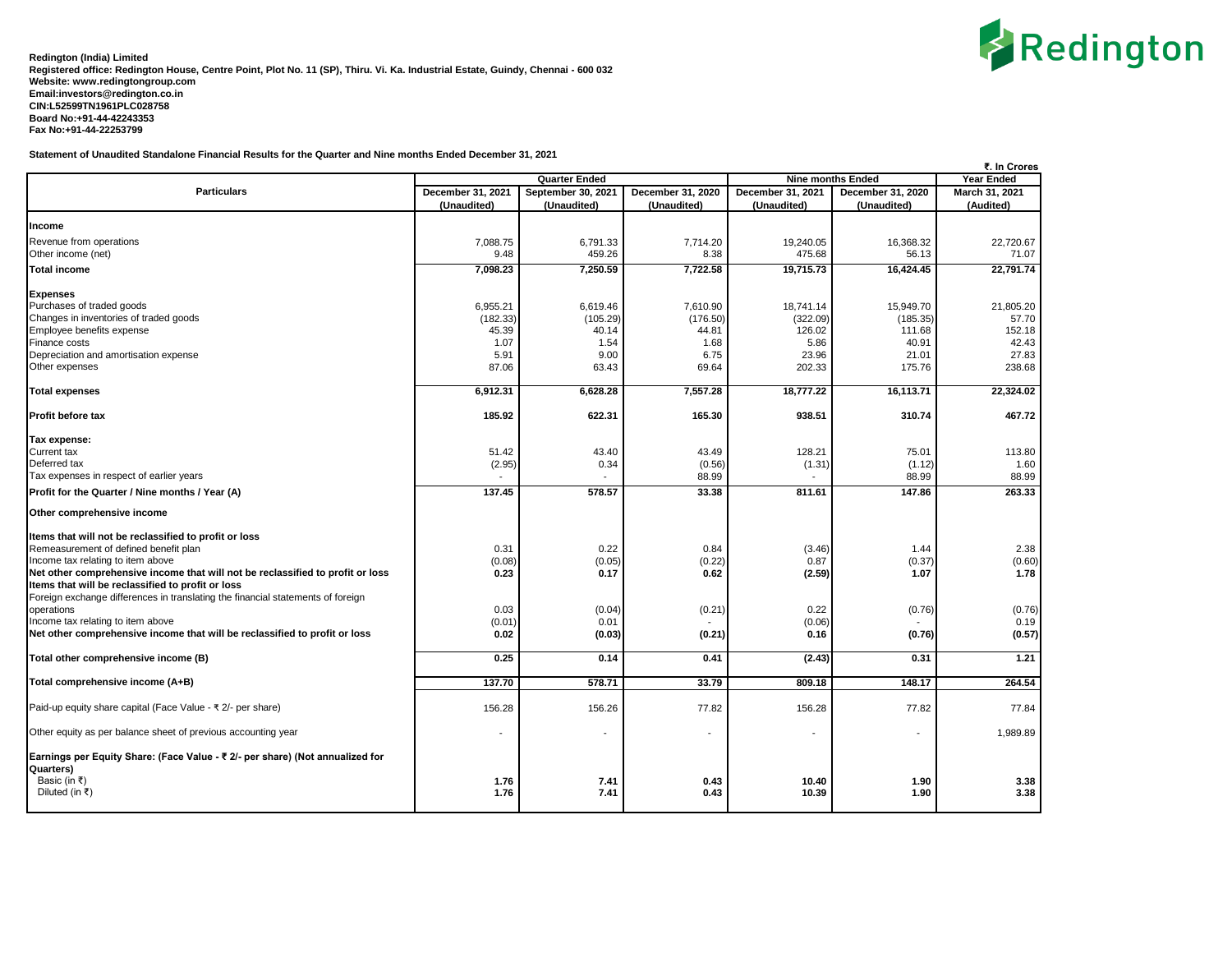**Redington (India) Limited**
**Registered office: Redington House, Centre Point, Plot No. 11 (SP), Thiru. Vi. Ka. Industrial Estate, Guindy, Chennai - 600 032**
**Website: www.redingtongroup.com**
**Email:investors@redington.co.in**
**CIN:L52599TN1961PLC028758**
**Board No:+91-44-42243353**
**Fax No:+91-44-22253799**

**Statement of Unaudited Standalone Financial Results for the Quarter and Nine months Ended December 31, 2021**

₹. In Crores

| Particulars | Quarter Ended | | | Nine months Ended | | Year Ended |
|---|---|---|---|---|---|---|
| | December 31, 2021 (Unaudited) | September 30, 2021 (Unaudited) | December 31, 2020 (Unaudited) | December 31, 2021 (Unaudited) | December 31, 2020 (Unaudited) | March 31, 2021 (Audited) |
| **Income** | | | | | | |
| Revenue from operations | 7,088.75 | 6,791.33 | 7,714.20 | 19,240.05 | 16,368.32 | 22,720.67 |
| Other income (net) | 9.48 | 459.26 | 8.38 | 475.68 | 56.13 | 71.07 |
| **Total income** | **7,098.23** | **7,250.59** | **7,722.58** | **19,715.73** | **16,424.45** | **22,791.74** |
| **Expenses** | | | | | | |
| Purchases of traded goods | 6,955.21 | 6,619.46 | 7,610.90 | 18,741.14 | 15,949.70 | 21,805.20 |
| Changes in inventories of traded goods | (182.33) | (105.29) | (176.50) | (322.09) | (185.35) | 57.70 |
| Employee benefits expense | 45.39 | 40.14 | 44.81 | 126.02 | 111.68 | 152.18 |
| Finance costs | 1.07 | 1.54 | 1.68 | 5.86 | 40.91 | 42.43 |
| Depreciation and amortisation expense | 5.91 | 9.00 | 6.75 | 23.96 | 21.01 | 27.83 |
| Other expenses | 87.06 | 63.43 | 69.64 | 202.33 | 175.76 | 238.68 |
| **Total expenses** | **6,912.31** | **6,628.28** | **7,557.28** | **18,777.22** | **16,113.71** | **22,324.02** |
| **Profit before tax** | **185.92** | **622.31** | **165.30** | **938.51** | **310.74** | **467.72** |
| **Tax expense:** | | | | | | |
| Current tax | 51.42 | 43.40 | 43.49 | 128.21 | 75.01 | 113.80 |
| Deferred tax | (2.95) | 0.34 | (0.56) | (1.31) | (1.12) | 1.60 |
| Tax expenses in respect of earlier years | - | - | 88.99 | - | 88.99 | 88.99 |
| **Profit for the Quarter / Nine months / Year (A)** | **137.45** | **578.57** | **33.38** | **811.61** | **147.86** | **263.33** |
| **Other comprehensive income** | | | | | | |
| **Items that will not be reclassified to profit or loss** | | | | | | |
| Remeasurement of defined benefit plan | 0.31 | 0.22 | 0.84 | (3.46) | 1.44 | 2.38 |
| Income tax relating to item above | (0.08) | (0.05) | (0.22) | 0.87 | (0.37) | (0.60) |
| **Net other comprehensive income that will not be reclassified to profit or loss** | **0.23** | **0.17** | **0.62** | **(2.59)** | **1.07** | **1.78** |
| **Items that will be reclassified to profit or loss** | | | | | | |
| Foreign exchange differences in translating the financial statements of foreign operations | 0.03 | (0.04) | (0.21) | 0.22 | (0.76) | (0.76) |
| Income tax relating to item above | (0.01) | 0.01 | - | (0.06) | - | 0.19 |
| **Net other comprehensive income that will be reclassified to profit or loss** | **0.02** | **(0.03)** | **(0.21)** | **0.16** | **(0.76)** | **(0.57)** |
| **Total other comprehensive income (B)** | **0.25** | **0.14** | **0.41** | **(2.43)** | **0.31** | **1.21** |
| **Total comprehensive income (A+B)** | **137.70** | **578.71** | **33.79** | **809.18** | **148.17** | **264.54** |
| Paid-up equity share capital (Face Value - ₹ 2/- per share) | 156.28 | 156.26 | 77.82 | 156.28 | 77.82 | 77.84 |
| Other equity as per balance sheet of previous accounting year | - | - | - | - | - | 1,989.89 |
| **Earnings per Equity Share: (Face Value - ₹ 2/- per share) (Not annualized for Quarters)** | | | | | | |
| Basic (in ₹) | **1.76** | **7.41** | **0.43** | **10.40** | **1.90** | **3.38** |
| Diluted (in ₹) | **1.76** | **7.41** | **0.43** | **10.39** | **1.90** | **3.38** |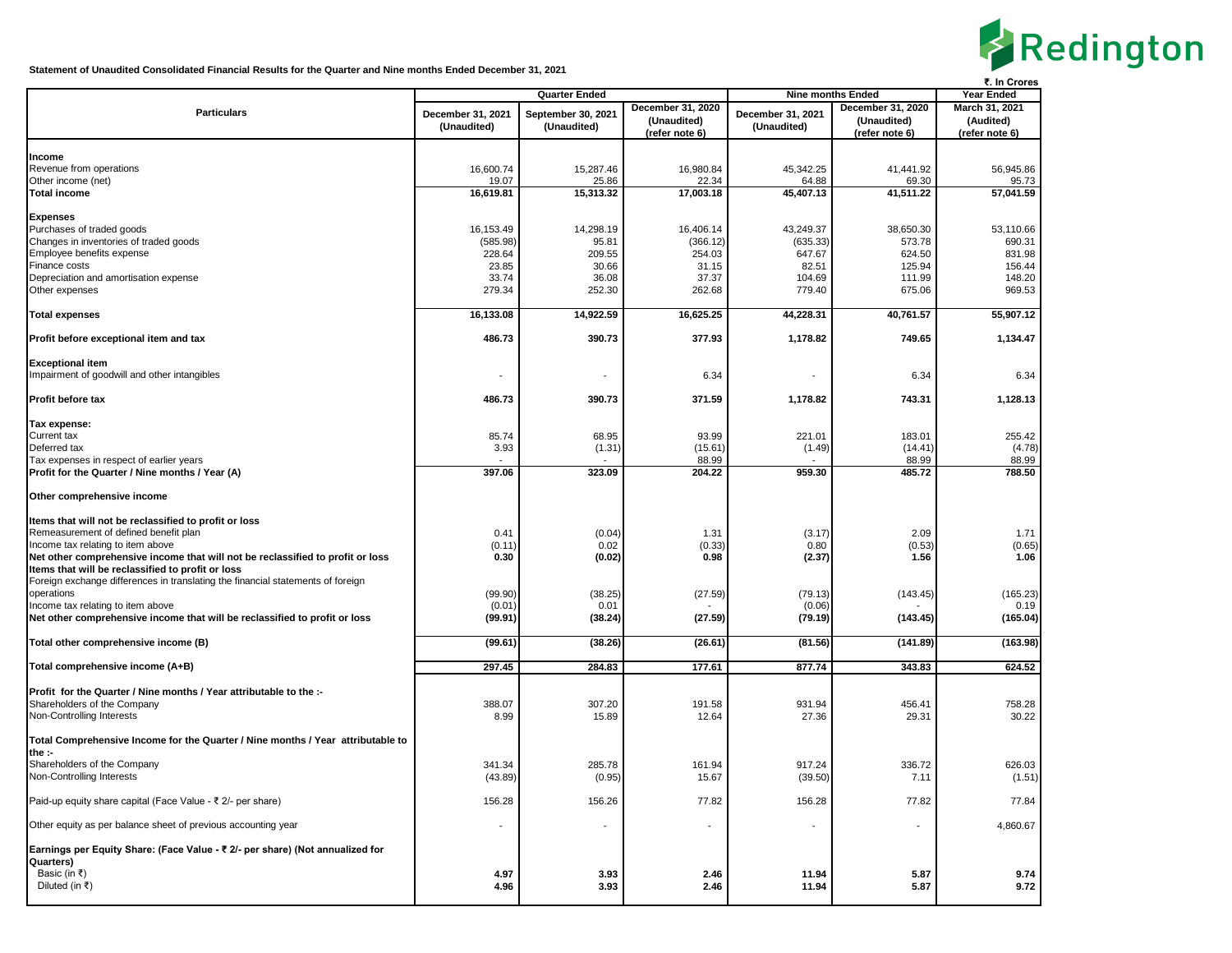**Statement of Unaudited Consolidated Financial Results for the Quarter and Nine months Ended December 31, 2021**

₹. In Crores

| Particulars | Quarter Ended | | | Nine months Ended | | Year Ended |
|---|---|---|---|---|---|---|
| | December 31, 2021 (Unaudited) | September 30, 2021 (Unaudited) | December 31, 2020 (Unaudited) (refer note 6) | December 31, 2021 (Unaudited) | December 31, 2020 (Unaudited) (refer note 6) | March 31, 2021 (Audited) (refer note 6) |
| **Income** | | | | | | |
| Revenue from operations | 16,600.74 | 15,287.46 | 16,980.84 | 45,342.25 | 41,441.92 | 56,945.86 |
| Other income (net) | 19.07 | 25.86 | 22.34 | 64.88 | 69.30 | 95.73 |
| **Total income** | **16,619.81** | **15,313.32** | **17,003.18** | **45,407.13** | **41,511.22** | **57,041.59** |
| **Expenses** | | | | | | |
| Purchases of traded goods | 16,153.49 | 14,298.19 | 16,406.14 | 43,249.37 | 38,650.30 | 53,110.66 |
| Changes in inventories of traded goods | (585.98) | 95.81 | (366.12) | (635.33) | 573.78 | 690.31 |
| Employee benefits expense | 228.64 | 209.55 | 254.03 | 647.67 | 624.50 | 831.98 |
| Finance costs | 23.85 | 30.66 | 31.15 | 82.51 | 125.94 | 156.44 |
| Depreciation and amortisation expense | 33.74 | 36.08 | 37.37 | 104.69 | 111.99 | 148.20 |
| Other expenses | 279.34 | 252.30 | 262.68 | 779.40 | 675.06 | 969.53 |
| **Total expenses** | **16,133.08** | **14,922.59** | **16,625.25** | **44,228.31** | **40,761.57** | **55,907.12** |
| **Profit before exceptional item and tax** | **486.73** | **390.73** | **377.93** | **1,178.82** | **749.65** | **1,134.47** |
| **Exceptional item** | | | | | | |
| Impairment of goodwill and other intangibles | - | - | 6.34 | - | 6.34 | 6.34 |
| **Profit before tax** | **486.73** | **390.73** | **371.59** | **1,178.82** | **743.31** | **1,128.13** |
| **Tax expense:** | | | | | | |
| Current tax | 85.74 | 68.95 | 93.99 | 221.01 | 183.01 | 255.42 |
| Deferred tax | 3.93 | (1.31) | (15.61) | (1.49) | (14.41) | (4.78) |
| Tax expenses in respect of earlier years | - | - | 88.99 | - | 88.99 | 88.99 |
| **Profit for the Quarter / Nine months / Year (A)** | **397.06** | **323.09** | **204.22** | **959.30** | **485.72** | **788.50** |
| **Other comprehensive income** | | | | | | |
| **Items that will not be reclassified to profit or loss** | | | | | | |
| Remeasurement of defined benefit plan | 0.41 | (0.04) | 1.31 | (3.17) | 2.09 | 1.71 |
| Income tax relating to item above | (0.11) | 0.02 | (0.33) | 0.80 | (0.53) | (0.65) |
| **Net other comprehensive income that will not be reclassified to profit or loss** | **0.30** | **(0.02)** | **0.98** | **(2.37)** | **1.56** | **1.06** |
| **Items that will be reclassified to profit or loss** | | | | | | |
| Foreign exchange differences in translating the financial statements of foreign operations | (99.90) | (38.25) | (27.59) | (79.13) | (143.45) | (165.23) |
| Income tax relating to item above | (0.01) | 0.01 | - | (0.06) | - | 0.19 |
| **Net other comprehensive income that will be reclassified to profit or loss** | **(99.91)** | **(38.24)** | **(27.59)** | **(79.19)** | **(143.45)** | **(165.04)** |
| **Total other comprehensive income (B)** | **(99.61)** | **(38.26)** | **(26.61)** | **(81.56)** | **(141.89)** | **(163.98)** |
| **Total comprehensive income (A+B)** | **297.45** | **284.83** | **177.61** | **877.74** | **343.83** | **624.52** |
| **Profit for the Quarter / Nine months / Year attributable to the :-** | | | | | | |
| Shareholders of the Company | 388.07 | 307.20 | 191.58 | 931.94 | 456.41 | 758.28 |
| Non-Controlling Interests | 8.99 | 15.89 | 12.64 | 27.36 | 29.31 | 30.22 |
| **Total Comprehensive Income for the Quarter / Nine months / Year attributable to the :-** | | | | | | |
| Shareholders of the Company | 341.34 | 285.78 | 161.94 | 917.24 | 336.72 | 626.03 |
| Non-Controlling Interests | (43.89) | (0.95) | 15.67 | (39.50) | 7.11 | (1.51) |
| Paid-up equity share capital (Face Value - ₹ 2/- per share) | 156.28 | 156.26 | 77.82 | 156.28 | 77.82 | 77.84 |
| Other equity as per balance sheet of previous accounting year | - | - | - | - | - | 4,860.67 |
| **Earnings per Equity Share: (Face Value - ₹ 2/- per share) (Not annualized for Quarters)** | | | | | | |
| Basic (in ₹) | **4.97** | **3.93** | **2.46** | **11.94** | **5.87** | **9.74** |
| Diluted (in ₹) | **4.96** | **3.93** | **2.46** | **11.94** | **5.87** | **9.72** |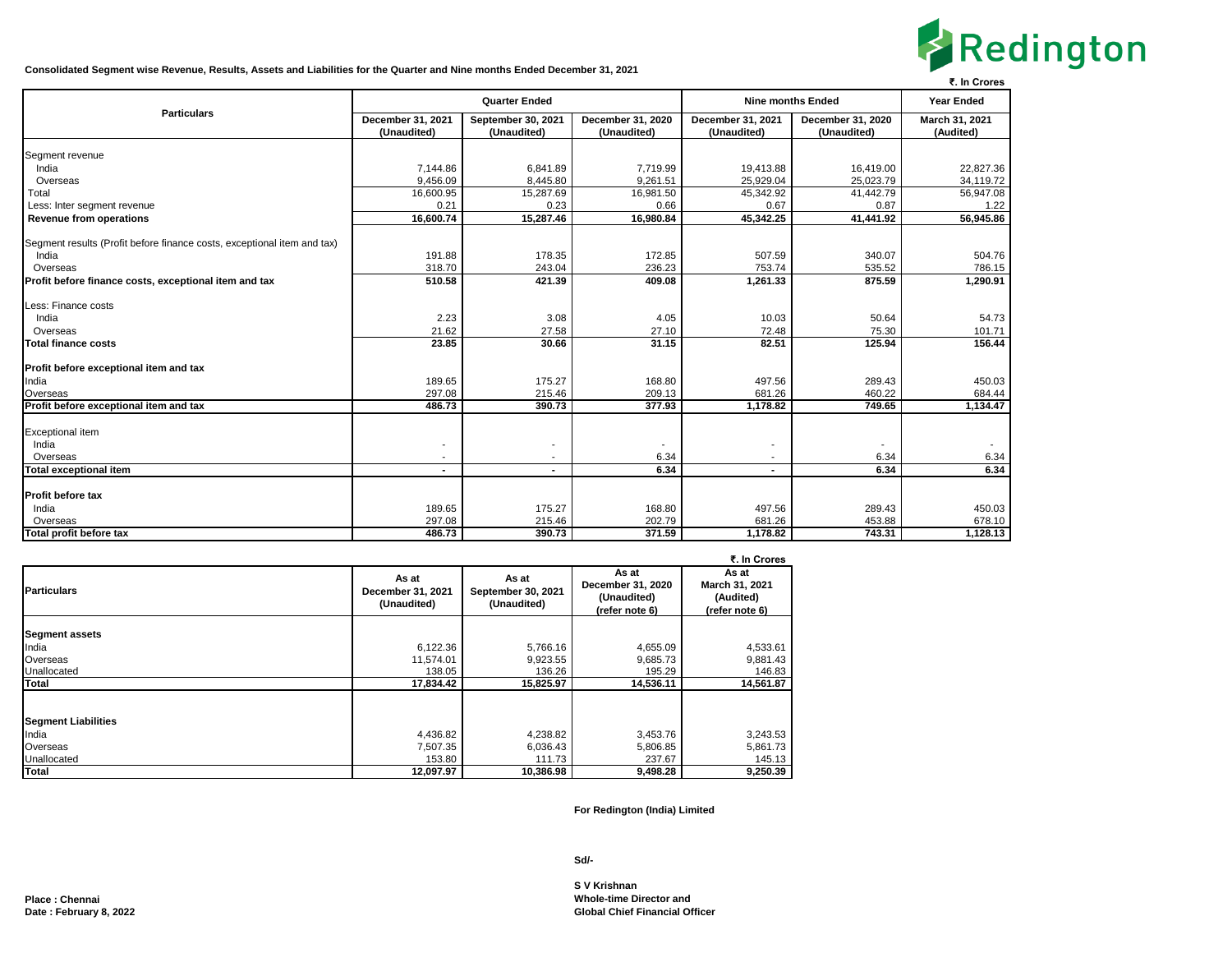Redington

**Consolidated Segment wise Revenue, Results, Assets and Liabilities for the Quarter and Nine months Ended December 31, 2021**

**₹. In Crores**

| Particulars | Quarter Ended | | | Nine months Ended | | Year Ended |
|---|---|---|---|---|---|---|
| | December 31, 2021 (Unaudited) | September 30, 2021 (Unaudited) | December 31, 2020 (Unaudited) | December 31, 2021 (Unaudited) | December 31, 2020 (Unaudited) | March 31, 2021 (Audited) |
| Segment revenue | | | | | | |
| India | 7,144.86 | 6,841.89 | 7,719.99 | 19,413.88 | 16,419.00 | 22,827.36 |
| Overseas | 9,456.09 | 8,445.80 | 9,261.51 | 25,929.04 | 25,023.79 | 34,119.72 |
| Total | 16,600.95 | 15,287.69 | 16,981.50 | 45,342.92 | 41,442.79 | 56,947.08 |
| Less: Inter segment revenue | 0.21 | 0.23 | 0.66 | 0.67 | 0.87 | 1.22 |
| **Revenue from operations** | **16,600.74** | **15,287.46** | **16,980.84** | **45,342.25** | **41,441.92** | **56,945.86** |
| Segment results (Profit before finance costs, exceptional item and tax) | | | | | | |
| India | 191.88 | 178.35 | 172.85 | 507.59 | 340.07 | 504.76 |
| Overseas | 318.70 | 243.04 | 236.23 | 753.74 | 535.52 | 786.15 |
| **Profit before finance costs, exceptional item and tax** | **510.58** | **421.39** | **409.08** | **1,261.33** | **875.59** | **1,290.91** |
| Less: Finance costs | | | | | | |
| India | 2.23 | 3.08 | 4.05 | 10.03 | 50.64 | 54.73 |
| Overseas | 21.62 | 27.58 | 27.10 | 72.48 | 75.30 | 101.71 |
| **Total finance costs** | **23.85** | **30.66** | **31.15** | **82.51** | **125.94** | **156.44** |
| **Profit before exceptional item and tax** | | | | | | |
| India | 189.65 | 175.27 | 168.80 | 497.56 | 289.43 | 450.03 |
| Overseas | 297.08 | 215.46 | 209.13 | 681.26 | 460.22 | 684.44 |
| **Profit before exceptional item and tax** | **486.73** | **390.73** | **377.93** | **1,178.82** | **749.65** | **1,134.47** |
| Exceptional item | | | | | | |
| India | - | - | - | - | - | - |
| Overseas | - | - | 6.34 | - | 6.34 | 6.34 |
| **Total exceptional item** | **-** | **-** | **6.34** | **-** | **6.34** | **6.34** |
| **Profit before tax** | | | | | | |
| India | 189.65 | 175.27 | 168.80 | 497.56 | 289.43 | 450.03 |
| Overseas | 297.08 | 215.46 | 202.79 | 681.26 | 453.88 | 678.10 |
| **Total profit before tax** | **486.73** | **390.73** | **371.59** | **1,178.82** | **743.31** | **1,128.13** |

**₹. In Crores**

| Particulars | As at December 31, 2021 (Unaudited) | As at September 30, 2021 (Unaudited) | As at December 31, 2020 (Unaudited) (refer note 6) | As at March 31, 2021 (Audited) (refer note 6) |
|---|---|---|---|---|
| **Segment assets** | | | | |
| India | 6,122.36 | 5,766.16 | 4,655.09 | 4,533.61 |
| Overseas | 11,574.01 | 9,923.55 | 9,685.73 | 9,881.43 |
| Unallocated | 138.05 | 136.26 | 195.29 | 146.83 |
| **Total** | **17,834.42** | **15,825.97** | **14,536.11** | **14,561.87** |
| **Segment Liabilities** | | | | |
| India | 4,436.82 | 4,238.82 | 3,453.76 | 3,243.53 |
| Overseas | 7,507.35 | 6,036.43 | 5,806.85 | 5,861.73 |
| Unallocated | 153.80 | 111.73 | 237.67 | 145.13 |
| **Total** | **12,097.97** | **10,386.98** | **9,498.28** | **9,250.39** |

**For Redington (India) Limited**

**Sd/-**

**S V Krishnan**
**Whole-time Director and**
**Global Chief Financial Officer**

**Place : Chennai**
**Date : February 8, 2022**